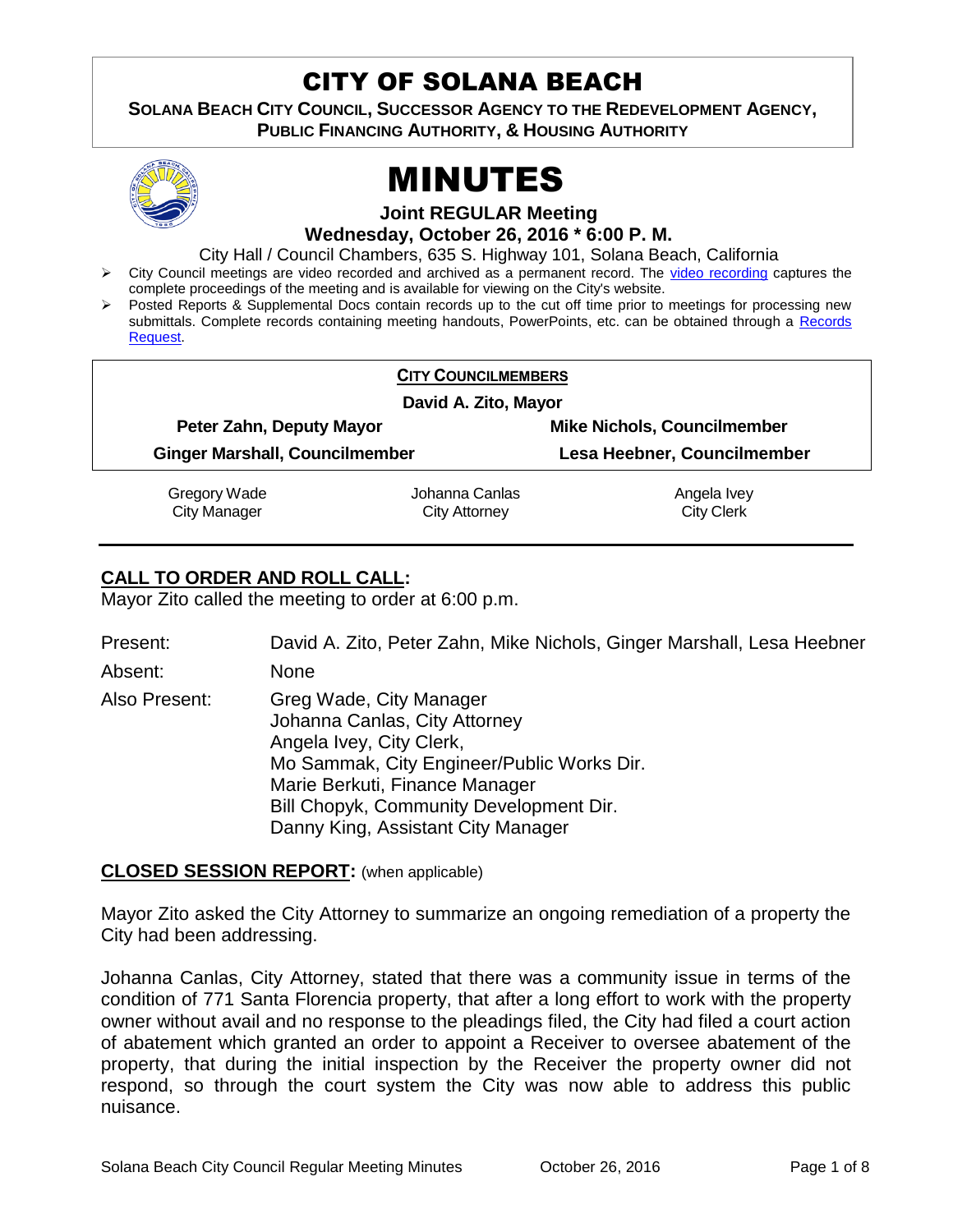# CITY OF SOLANA BEACH

**SOLANA BEACH CITY COUNCIL, SUCCESSOR AGENCY TO THE REDEVELOPMENT AGENCY, PUBLIC FINANCING AUTHORITY, & HOUSING AUTHORITY**

# MINUTES

**Joint REGULAR Meeting**

**Wednesday, October 26, 2016 * 6:00 P. M.**

City Hall / Council Chambers, 635 S. Highway 101, Solana Beach, California

- City Council meetings are video recorded and archived as a permanent record. The video recording captures the complete proceedings of the meeting and is available for viewing on the City's website.
- Posted Reports & Supplemental Docs contain records up to the cut off time prior to meetings for processing new submittals. Complete records containing meeting handouts, PowerPoints, etc. can be obtained through a Records Request.

**CITY COUNCILMEMBERS**

**David A. Zito, Mayor**

| | |
|---|---|
| **Peter Zahn, Deputy Mayor** | **Mike Nichols, Councilmember** |
| **Ginger Marshall, Councilmember** | **Lesa Heebner, Councilmember** |

| | | |
|---|---|---|
| Gregory Wade<br>City Manager | Johanna Canlas<br>City Attorney | Angela Ivey<br>City Clerk |

## CALL TO ORDER AND ROLL CALL:

Mayor Zito called the meeting to order at 6:00 p.m.

Present: David A. Zito, Peter Zahn, Mike Nichols, Ginger Marshall, Lesa Heebner

Absent: None

Also Present: Greg Wade, City Manager
Johanna Canlas, City Attorney
Angela Ivey, City Clerk,
Mo Sammak, City Engineer/Public Works Dir.
Marie Berkuti, Finance Manager
Bill Chopyk, Community Development Dir.
Danny King, Assistant City Manager

## CLOSED SESSION REPORT: (when applicable)

Mayor Zito asked the City Attorney to summarize an ongoing remediation of a property the City had been addressing.

Johanna Canlas, City Attorney, stated that there was a community issue in terms of the condition of 771 Santa Florencia property, that after a long effort to work with the property owner without avail and no response to the pleadings filed, the City had filed a court action of abatement which granted an order to appoint a Receiver to oversee abatement of the property, that during the initial inspection by the Receiver the property owner did not respond, so through the court system the City was now able to address this public nuisance.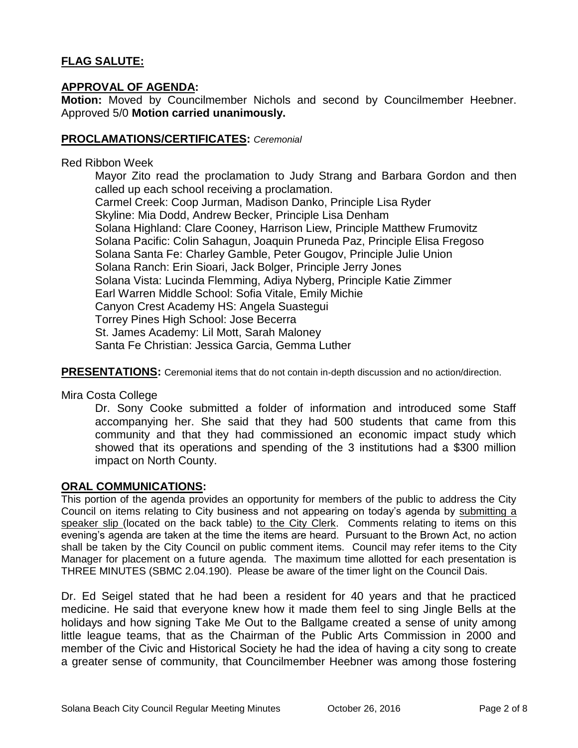## FLAG SALUTE:

## APPROVAL OF AGENDA:

**Motion:** Moved by Councilmember Nichols and second by Councilmember Heebner. Approved 5/0 **Motion carried unanimously.**

## PROCLAMATIONS/CERTIFICATES: *Ceremonial*

Red Ribbon Week

Mayor Zito read the proclamation to Judy Strang and Barbara Gordon and then called up each school receiving a proclamation.

Carmel Creek: Coop Jurman, Madison Danko, Principle Lisa Ryder
Skyline: Mia Dodd, Andrew Becker, Principle Lisa Denham
Solana Highland: Clare Cooney, Harrison Liew, Principle Matthew Frumovitz
Solana Pacific: Colin Sahagun, Joaquin Pruneda Paz, Principle Elisa Fregoso
Solana Santa Fe: Charley Gamble, Peter Gougov, Principle Julie Union
Solana Ranch: Erin Sioari, Jack Bolger, Principle Jerry Jones
Solana Vista: Lucinda Flemming, Adiya Nyberg, Principle Katie Zimmer
Earl Warren Middle School: Sofia Vitale, Emily Michie
Canyon Crest Academy HS: Angela Suastegui
Torrey Pines High School: Jose Becerra
St. James Academy: Lil Mott, Sarah Maloney
Santa Fe Christian: Jessica Garcia, Gemma Luther

## PRESENTATIONS: Ceremonial items that do not contain in-depth discussion and no action/direction.

Mira Costa College

Dr. Sony Cooke submitted a folder of information and introduced some Staff accompanying her. She said that they had 500 students that came from this community and that they had commissioned an economic impact study which showed that its operations and spending of the 3 institutions had a $300 million impact on North County.

## ORAL COMMUNICATIONS:

This portion of the agenda provides an opportunity for members of the public to address the City Council on items relating to City business and not appearing on today's agenda by submitting a speaker slip (located on the back table) to the City Clerk. Comments relating to items on this evening's agenda are taken at the time the items are heard. Pursuant to the Brown Act, no action shall be taken by the City Council on public comment items. Council may refer items to the City Manager for placement on a future agenda. The maximum time allotted for each presentation is THREE MINUTES (SBMC 2.04.190). Please be aware of the timer light on the Council Dais.

Dr. Ed Seigel stated that he had been a resident for 40 years and that he practiced medicine. He said that everyone knew how it made them feel to sing Jingle Bells at the holidays and how signing Take Me Out to the Ballgame created a sense of unity among little league teams, that as the Chairman of the Public Arts Commission in 2000 and member of the Civic and Historical Society he had the idea of having a city song to create a greater sense of community, that Councilmember Heebner was among those fostering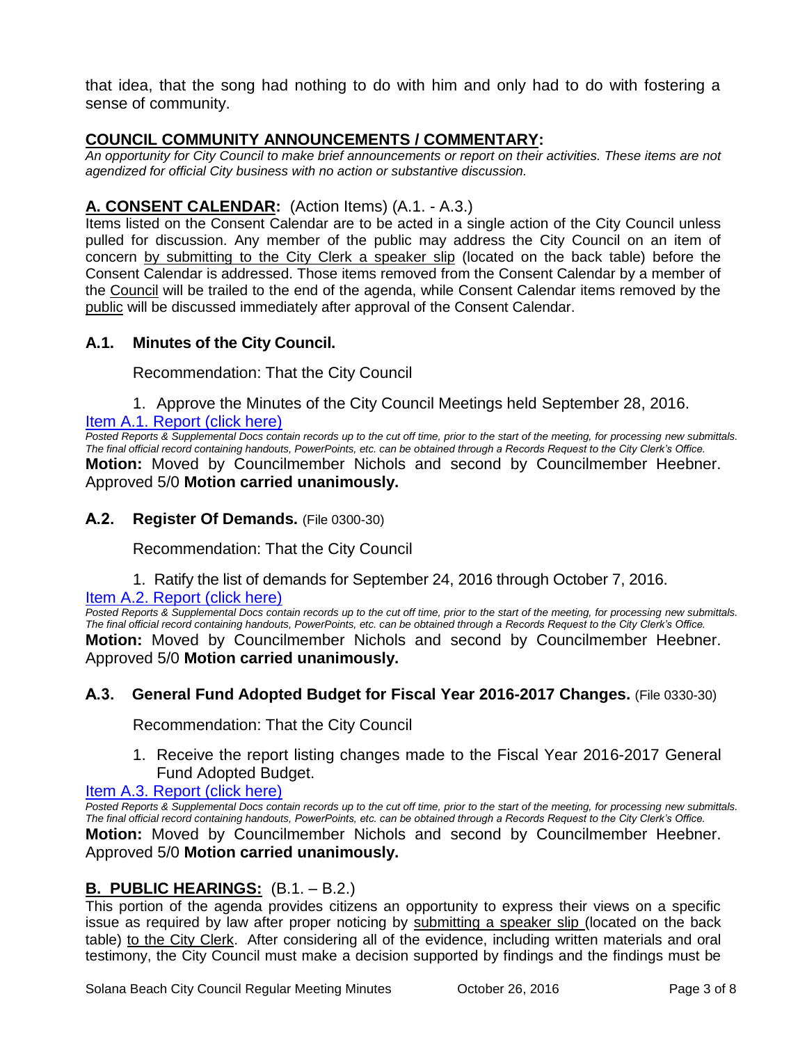that idea, that the song had nothing to do with him and only had to do with fostering a sense of community.

## COUNCIL COMMUNITY ANNOUNCEMENTS / COMMENTARY:

*An opportunity for City Council to make brief announcements or report on their activities. These items are not agendized for official City business with no action or substantive discussion.*

## A. CONSENT CALENDAR: (Action Items) (A.1. - A.3.)

Items listed on the Consent Calendar are to be acted in a single action of the City Council unless pulled for discussion. Any member of the public may address the City Council on an item of concern by submitting to the City Clerk a speaker slip (located on the back table) before the Consent Calendar is addressed. Those items removed from the Consent Calendar by a member of the Council will be trailed to the end of the agenda, while Consent Calendar items removed by the public will be discussed immediately after approval of the Consent Calendar.

### A.1. Minutes of the City Council.

Recommendation: That the City Council

1. Approve the Minutes of the City Council Meetings held September 28, 2016.

Item A.1. Report (click here)

*Posted Reports & Supplemental Docs contain records up to the cut off time, prior to the start of the meeting, for processing new submittals. The final official record containing handouts, PowerPoints, etc. can be obtained through a Records Request to the City Clerk's Office.*

**Motion:** Moved by Councilmember Nichols and second by Councilmember Heebner. Approved 5/0 **Motion carried unanimously.**

### A.2. Register Of Demands. (File 0300-30)

Recommendation: That the City Council

1. Ratify the list of demands for September 24, 2016 through October 7, 2016.

Item A.2. Report (click here)

*Posted Reports & Supplemental Docs contain records up to the cut off time, prior to the start of the meeting, for processing new submittals. The final official record containing handouts, PowerPoints, etc. can be obtained through a Records Request to the City Clerk's Office.*

**Motion:** Moved by Councilmember Nichols and second by Councilmember Heebner. Approved 5/0 **Motion carried unanimously.**

### A.3. General Fund Adopted Budget for Fiscal Year 2016-2017 Changes. (File 0330-30)

Recommendation: That the City Council

1. Receive the report listing changes made to the Fiscal Year 2016-2017 General Fund Adopted Budget.

Item A.3. Report (click here)

*Posted Reports & Supplemental Docs contain records up to the cut off time, prior to the start of the meeting, for processing new submittals. The final official record containing handouts, PowerPoints, etc. can be obtained through a Records Request to the City Clerk's Office.*

**Motion:** Moved by Councilmember Nichols and second by Councilmember Heebner. Approved 5/0 **Motion carried unanimously.**

## B. PUBLIC HEARINGS: (B.1. – B.2.)

This portion of the agenda provides citizens an opportunity to express their views on a specific issue as required by law after proper noticing by submitting a speaker slip (located on the back table) to the City Clerk. After considering all of the evidence, including written materials and oral testimony, the City Council must make a decision supported by findings and the findings must be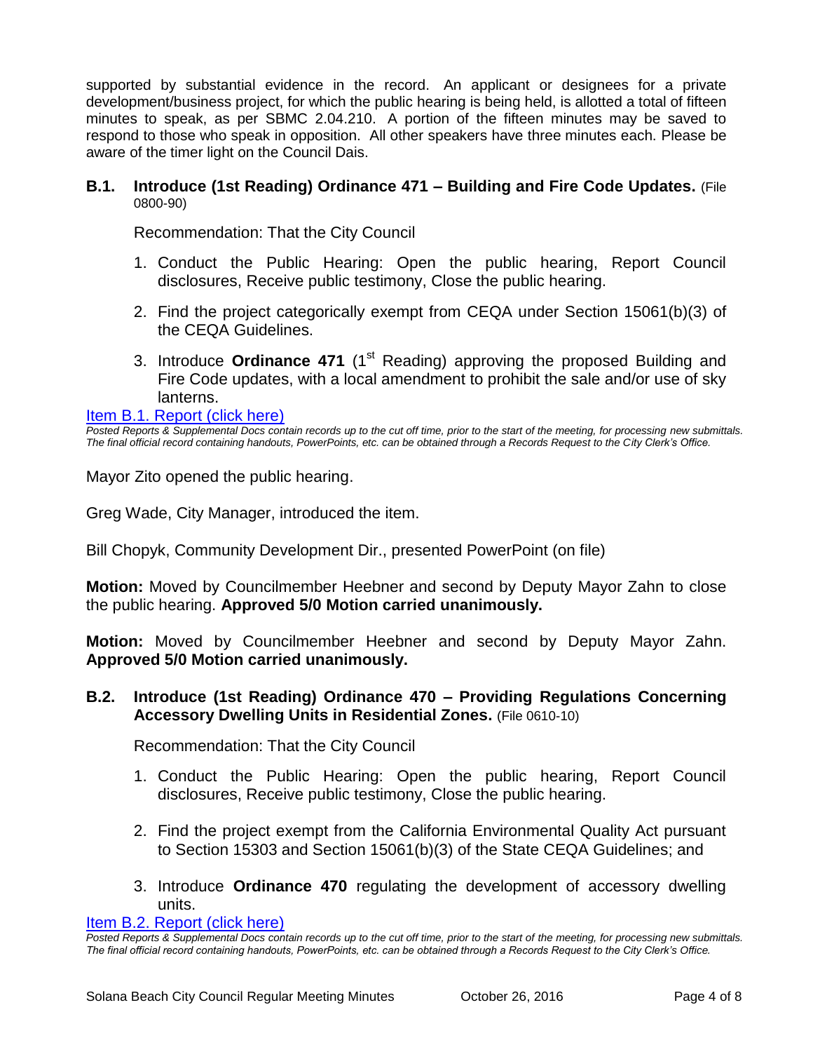supported by substantial evidence in the record. An applicant or designees for a private development/business project, for which the public hearing is being held, is allotted a total of fifteen minutes to speak, as per SBMC 2.04.210. A portion of the fifteen minutes may be saved to respond to those who speak in opposition. All other speakers have three minutes each. Please be aware of the timer light on the Council Dais.

### B.1. Introduce (1st Reading) Ordinance 471 – Building and Fire Code Updates. (File 0800-90)

Recommendation: That the City Council

1. Conduct the Public Hearing: Open the public hearing, Report Council disclosures, Receive public testimony, Close the public hearing.
2. Find the project categorically exempt from CEQA under Section 15061(b)(3) of the CEQA Guidelines.
3. Introduce **Ordinance 471** (1st Reading) approving the proposed Building and Fire Code updates, with a local amendment to prohibit the sale and/or use of sky lanterns.

[Item B.1. Report (click here)]

*Posted Reports & Supplemental Docs contain records up to the cut off time, prior to the start of the meeting, for processing new submittals. The final official record containing handouts, PowerPoints, etc. can be obtained through a Records Request to the City Clerk's Office.*

Mayor Zito opened the public hearing.

Greg Wade, City Manager, introduced the item.

Bill Chopyk, Community Development Dir., presented PowerPoint (on file)

**Motion:** Moved by Councilmember Heebner and second by Deputy Mayor Zahn to close the public hearing. **Approved 5/0 Motion carried unanimously.**

**Motion:** Moved by Councilmember Heebner and second by Deputy Mayor Zahn. **Approved 5/0 Motion carried unanimously.**

### B.2. Introduce (1st Reading) Ordinance 470 – Providing Regulations Concerning Accessory Dwelling Units in Residential Zones. (File 0610-10)

Recommendation: That the City Council

1. Conduct the Public Hearing: Open the public hearing, Report Council disclosures, Receive public testimony, Close the public hearing.
2. Find the project exempt from the California Environmental Quality Act pursuant to Section 15303 and Section 15061(b)(3) of the State CEQA Guidelines; and
3. Introduce **Ordinance 470** regulating the development of accessory dwelling units.

[Item B.2. Report (click here)]

*Posted Reports & Supplemental Docs contain records up to the cut off time, prior to the start of the meeting, for processing new submittals. The final official record containing handouts, PowerPoints, etc. can be obtained through a Records Request to the City Clerk's Office.*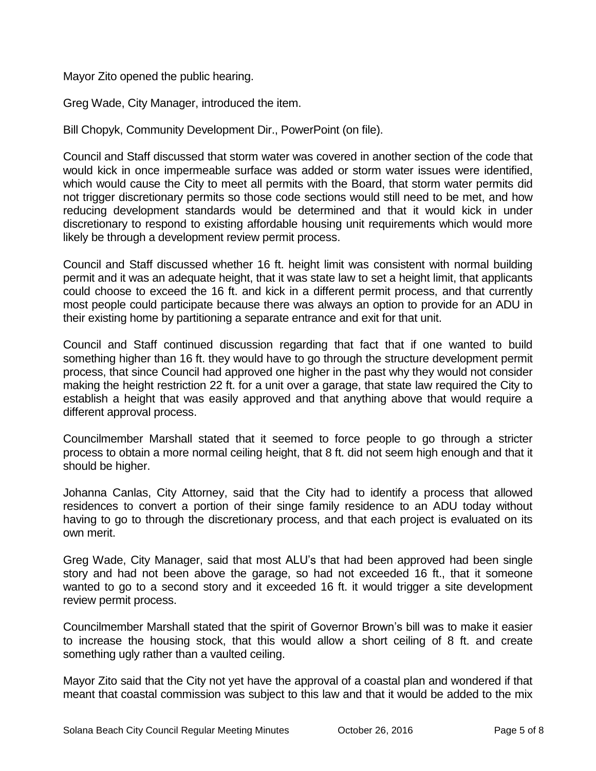Mayor Zito opened the public hearing.

Greg Wade, City Manager, introduced the item.

Bill Chopyk, Community Development Dir., PowerPoint (on file).

Council and Staff discussed that storm water was covered in another section of the code that would kick in once impermeable surface was added or storm water issues were identified, which would cause the City to meet all permits with the Board, that storm water permits did not trigger discretionary permits so those code sections would still need to be met, and how reducing development standards would be determined and that it would kick in under discretionary to respond to existing affordable housing unit requirements which would more likely be through a development review permit process.

Council and Staff discussed whether 16 ft. height limit was consistent with normal building permit and it was an adequate height, that it was state law to set a height limit, that applicants could choose to exceed the 16 ft. and kick in a different permit process, and that currently most people could participate because there was always an option to provide for an ADU in their existing home by partitioning a separate entrance and exit for that unit.

Council and Staff continued discussion regarding that fact that if one wanted to build something higher than 16 ft. they would have to go through the structure development permit process, that since Council had approved one higher in the past why they would not consider making the height restriction 22 ft. for a unit over a garage, that state law required the City to establish a height that was easily approved and that anything above that would require a different approval process.

Councilmember Marshall stated that it seemed to force people to go through a stricter process to obtain a more normal ceiling height, that 8 ft. did not seem high enough and that it should be higher.

Johanna Canlas, City Attorney, said that the City had to identify a process that allowed residences to convert a portion of their singe family residence to an ADU today without having to go to through the discretionary process, and that each project is evaluated on its own merit.

Greg Wade, City Manager, said that most ALU's that had been approved had been single story and had not been above the garage, so had not exceeded 16 ft., that it someone wanted to go to a second story and it exceeded 16 ft. it would trigger a site development review permit process.

Councilmember Marshall stated that the spirit of Governor Brown's bill was to make it easier to increase the housing stock, that this would allow a short ceiling of 8 ft. and create something ugly rather than a vaulted ceiling.

Mayor Zito said that the City not yet have the approval of a coastal plan and wondered if that meant that coastal commission was subject to this law and that it would be added to the mix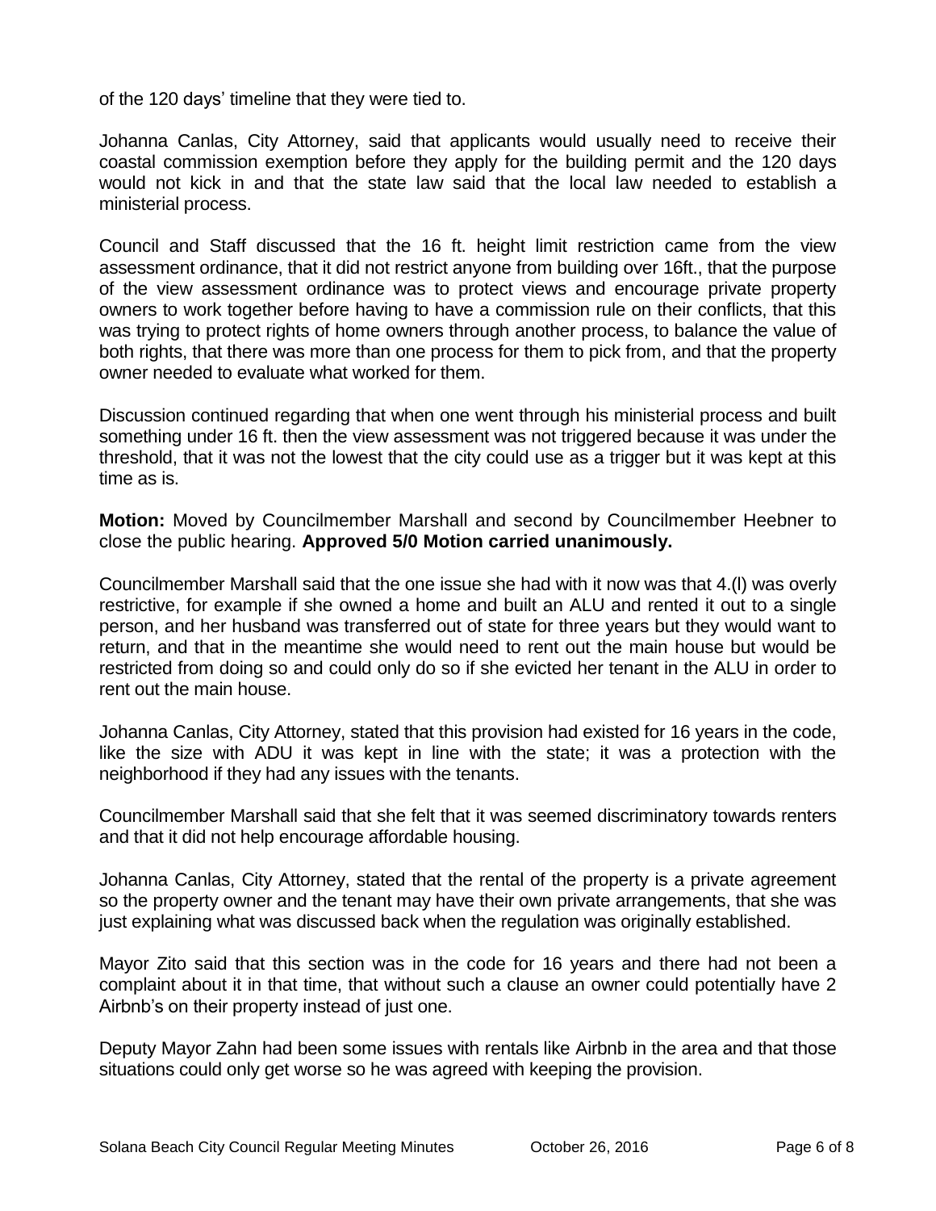of the 120 days' timeline that they were tied to.

Johanna Canlas, City Attorney, said that applicants would usually need to receive their coastal commission exemption before they apply for the building permit and the 120 days would not kick in and that the state law said that the local law needed to establish a ministerial process.

Council and Staff discussed that the 16 ft. height limit restriction came from the view assessment ordinance, that it did not restrict anyone from building over 16ft., that the purpose of the view assessment ordinance was to protect views and encourage private property owners to work together before having to have a commission rule on their conflicts, that this was trying to protect rights of home owners through another process, to balance the value of both rights, that there was more than one process for them to pick from, and that the property owner needed to evaluate what worked for them.

Discussion continued regarding that when one went through his ministerial process and built something under 16 ft. then the view assessment was not triggered because it was under the threshold, that it was not the lowest that the city could use as a trigger but it was kept at this time as is.

**Motion:** Moved by Councilmember Marshall and second by Councilmember Heebner to close the public hearing. **Approved 5/0 Motion carried unanimously.**

Councilmember Marshall said that the one issue she had with it now was that 4.(l) was overly restrictive, for example if she owned a home and built an ALU and rented it out to a single person, and her husband was transferred out of state for three years but they would want to return, and that in the meantime she would need to rent out the main house but would be restricted from doing so and could only do so if she evicted her tenant in the ALU in order to rent out the main house.

Johanna Canlas, City Attorney, stated that this provision had existed for 16 years in the code, like the size with ADU it was kept in line with the state; it was a protection with the neighborhood if they had any issues with the tenants.

Councilmember Marshall said that she felt that it was seemed discriminatory towards renters and that it did not help encourage affordable housing.

Johanna Canlas, City Attorney, stated that the rental of the property is a private agreement so the property owner and the tenant may have their own private arrangements, that she was just explaining what was discussed back when the regulation was originally established.

Mayor Zito said that this section was in the code for 16 years and there had not been a complaint about it in that time, that without such a clause an owner could potentially have 2 Airbnb's on their property instead of just one.

Deputy Mayor Zahn had been some issues with rentals like Airbnb in the area and that those situations could only get worse so he was agreed with keeping the provision.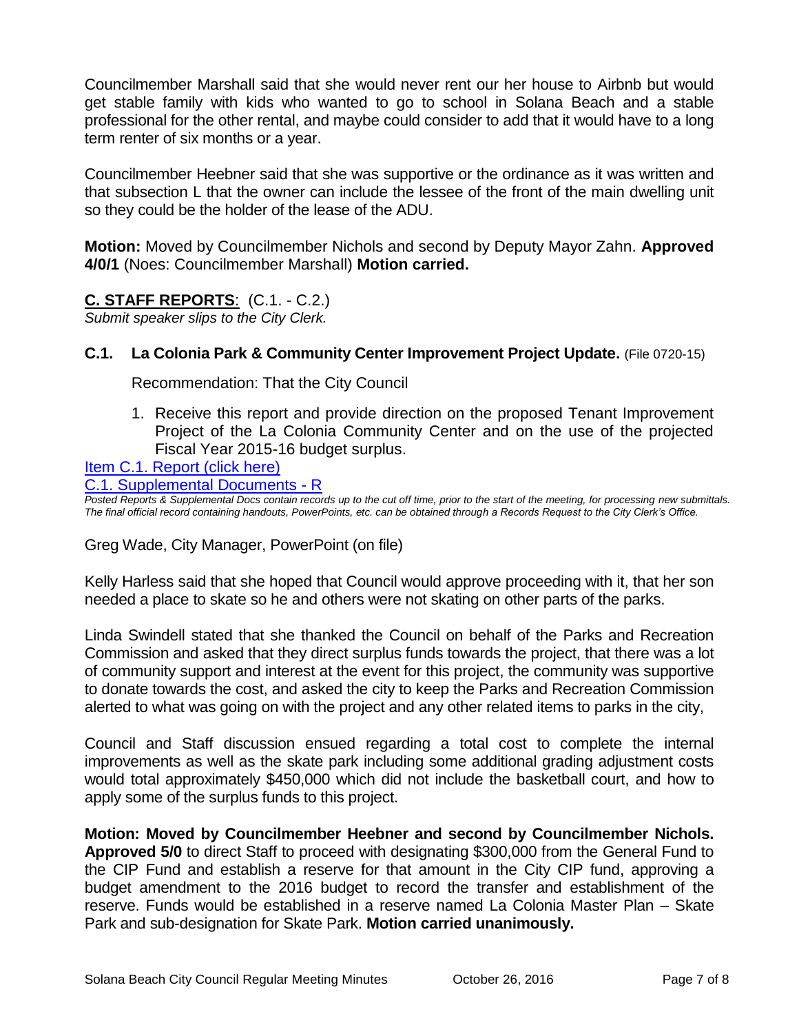Councilmember Marshall said that she would never rent our her house to Airbnb but would get stable family with kids who wanted to go to school in Solana Beach and a stable professional for the other rental, and maybe could consider to add that it would have to a long term renter of six months or a year.

Councilmember Heebner said that she was supportive or the ordinance as it was written and that subsection L that the owner can include the lessee of the front of the main dwelling unit so they could be the holder of the lease of the ADU.

**Motion:** Moved by Councilmember Nichols and second by Deputy Mayor Zahn. **Approved 4/0/1** (Noes: Councilmember Marshall) **Motion carried.**

## C. STAFF REPORTS: (C.1. - C.2.)

*Submit speaker slips to the City Clerk.*

### C.1. La Colonia Park & Community Center Improvement Project Update. (File 0720-15)

Recommendation: That the City Council

1. Receive this report and provide direction on the proposed Tenant Improvement Project of the La Colonia Community Center and on the use of the projected Fiscal Year 2015-16 budget surplus.

[Item C.1. Report (click here)]
[C.1. Supplemental Documents - R]

*Posted Reports & Supplemental Docs contain records up to the cut off time, prior to the start of the meeting, for processing new submittals. The final official record containing handouts, PowerPoints, etc. can be obtained through a Records Request to the City Clerk's Office.*

Greg Wade, City Manager, PowerPoint (on file)

Kelly Harless said that she hoped that Council would approve proceeding with it, that her son needed a place to skate so he and others were not skating on other parts of the parks.

Linda Swindell stated that she thanked the Council on behalf of the Parks and Recreation Commission and asked that they direct surplus funds towards the project, that there was a lot of community support and interest at the event for this project, the community was supportive to donate towards the cost, and asked the city to keep the Parks and Recreation Commission alerted to what was going on with the project and any other related items to parks in the city,

Council and Staff discussion ensued regarding a total cost to complete the internal improvements as well as the skate park including some additional grading adjustment costs would total approximately $450,000 which did not include the basketball court, and how to apply some of the surplus funds to this project.

**Motion: Moved by Councilmember Heebner and second by Councilmember Nichols. Approved 5/0** to direct Staff to proceed with designating $300,000 from the General Fund to the CIP Fund and establish a reserve for that amount in the City CIP fund, approving a budget amendment to the 2016 budget to record the transfer and establishment of the reserve. Funds would be established in a reserve named La Colonia Master Plan – Skate Park and sub-designation for Skate Park. **Motion carried unanimously.**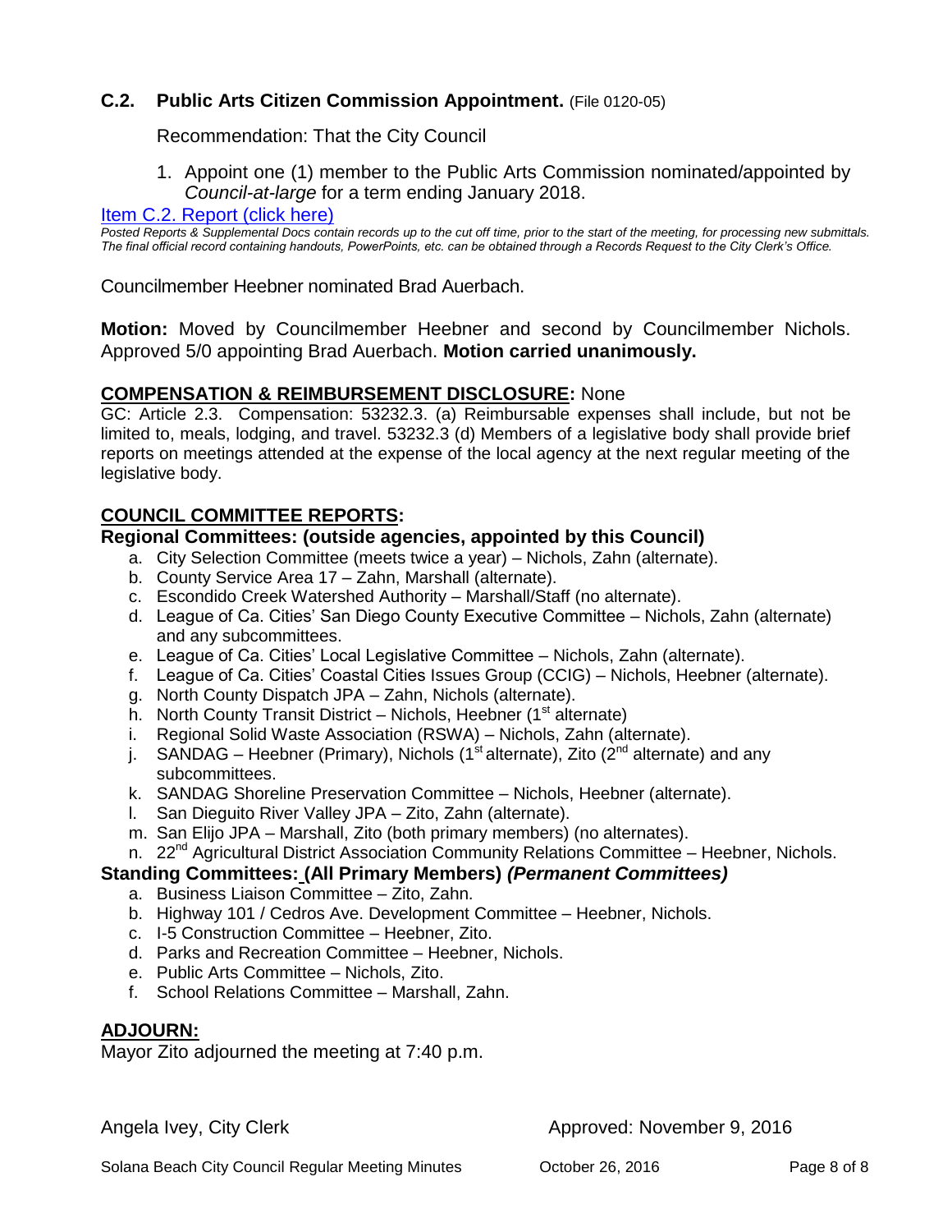### C.2. Public Arts Citizen Commission Appointment. (File 0120-05)

Recommendation: That the City Council

1. Appoint one (1) member to the Public Arts Commission nominated/appointed by *Council-at-large* for a term ending January 2018.

[Item C.2. Report (click here)]

*Posted Reports & Supplemental Docs contain records up to the cut off time, prior to the start of the meeting, for processing new submittals. The final official record containing handouts, PowerPoints, etc. can be obtained through a Records Request to the City Clerk's Office.*

Councilmember Heebner nominated Brad Auerbach.

**Motion:** Moved by Councilmember Heebner and second by Councilmember Nichols. Approved 5/0 appointing Brad Auerbach. **Motion carried unanimously.**

## COMPENSATION & REIMBURSEMENT DISCLOSURE: None

GC: Article 2.3. Compensation: 53232.3. (a) Reimbursable expenses shall include, but not be limited to, meals, lodging, and travel. 53232.3 (d) Members of a legislative body shall provide brief reports on meetings attended at the expense of the local agency at the next regular meeting of the legislative body.

## COUNCIL COMMITTEE REPORTS:

**Regional Committees: (outside agencies, appointed by this Council)**

a. City Selection Committee (meets twice a year) – Nichols, Zahn (alternate).
b. County Service Area 17 – Zahn, Marshall (alternate).
c. Escondido Creek Watershed Authority – Marshall/Staff (no alternate).
d. League of Ca. Cities' San Diego County Executive Committee – Nichols, Zahn (alternate) and any subcommittees.
e. League of Ca. Cities' Local Legislative Committee – Nichols, Zahn (alternate).
f. League of Ca. Cities' Coastal Cities Issues Group (CCIG) – Nichols, Heebner (alternate).
g. North County Dispatch JPA – Zahn, Nichols (alternate).
h. North County Transit District – Nichols, Heebner (1st alternate)
i. Regional Solid Waste Association (RSWA) – Nichols, Zahn (alternate).
j. SANDAG – Heebner (Primary), Nichols (1st alternate), Zito (2nd alternate) and any subcommittees.
k. SANDAG Shoreline Preservation Committee – Nichols, Heebner (alternate).
l. San Dieguito River Valley JPA – Zito, Zahn (alternate).
m. San Elijo JPA – Marshall, Zito (both primary members) (no alternates).
n. 22nd Agricultural District Association Community Relations Committee – Heebner, Nichols.

**Standing Committees: (All Primary Members) *(Permanent Committees)***

a. Business Liaison Committee – Zito, Zahn.
b. Highway 101 / Cedros Ave. Development Committee – Heebner, Nichols.
c. I-5 Construction Committee – Heebner, Zito.
d. Parks and Recreation Committee – Heebner, Nichols.
e. Public Arts Committee – Nichols, Zito.
f. School Relations Committee – Marshall, Zahn.

## ADJOURN:

Mayor Zito adjourned the meeting at 7:40 p.m.

Angela Ivey, City Clerk

Approved: November 9, 2016